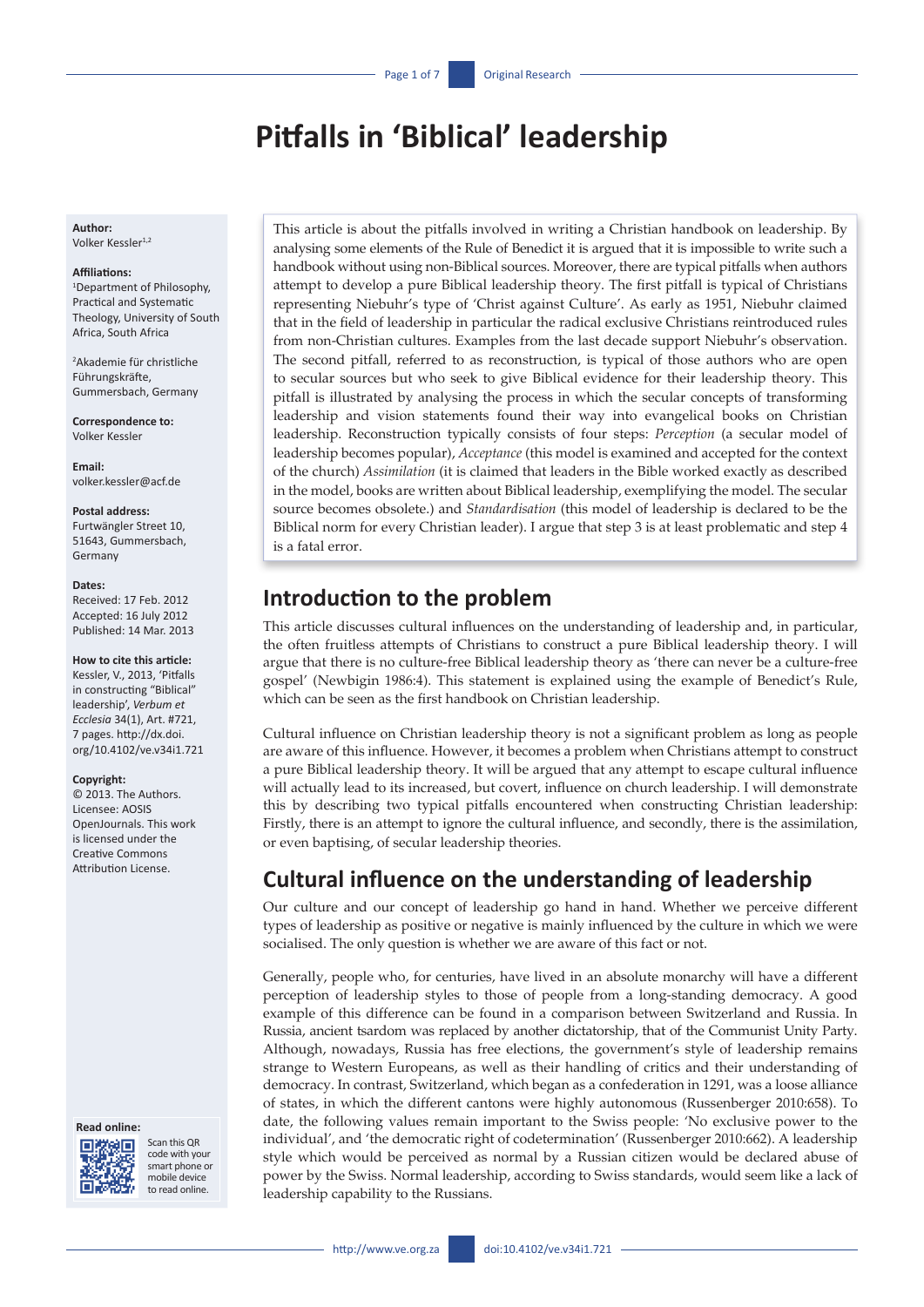# Pitfalls in 'Biblical' leadership

**Author:**
Volker Kessler[1,2]

**Affiliations:**
[1]Department of Philosophy, Practical and Systematic Theology, University of South Africa, South Africa

[2]Akademie für christliche Führungskräfte, Gummersbach, Germany

**Correspondence to:**
Volker Kessler

**Email:**
volker.kessler@acf.de

**Postal address:**
Furtwängler Street 10, 51643, Gummersbach, Germany

**Dates:**
Received: 17 Feb. 2012
Accepted: 16 July 2012
Published: 14 Mar. 2013

**How to cite this article:**
Kessler, V., 2013, 'Pitfalls in constructing "Biblical" leadership', *Verbum et Ecclesia* 34(1), Art. #721, 7 pages. http://dx.doi.org/10.4102/ve.v34i1.721

**Copyright:**
© 2013. The Authors. Licensee: AOSIS OpenJournals. This work is licensed under the Creative Commons Attribution License.

**Read online:**
Scan this QR code with your smart phone or mobile device to read online.

This article is about the pitfalls involved in writing a Christian handbook on leadership. By analysing some elements of the Rule of Benedict it is argued that it is impossible to write such a handbook without using non-Biblical sources. Moreover, there are typical pitfalls when authors attempt to develop a pure Biblical leadership theory. The first pitfall is typical of Christians representing Niebuhr's type of 'Christ against Culture'. As early as 1951, Niebuhr claimed that in the field of leadership in particular the radical exclusive Christians reintroduced rules from non-Christian cultures. Examples from the last decade support Niebuhr's observation. The second pitfall, referred to as reconstruction, is typical of those authors who are open to secular sources but who seek to give Biblical evidence for their leadership theory. This pitfall is illustrated by analysing the process in which the secular concepts of transforming leadership and vision statements found their way into evangelical books on Christian leadership. Reconstruction typically consists of four steps: *Perception* (a secular model of leadership becomes popular), *Acceptance* (this model is examined and accepted for the context of the church) *Assimilation* (it is claimed that leaders in the Bible worked exactly as described in the model, books are written about Biblical leadership, exemplifying the model. The secular source becomes obsolete.) and *Standardisation* (this model of leadership is declared to be the Biblical norm for every Christian leader). I argue that step 3 is at least problematic and step 4 is a fatal error.

## Introduction to the problem

This article discusses cultural influences on the understanding of leadership and, in particular, the often fruitless attempts of Christians to construct a pure Biblical leadership theory. I will argue that there is no culture-free Biblical leadership theory as 'there can never be a culture-free gospel' (Newbigin 1986:4). This statement is explained using the example of Benedict's Rule, which can be seen as the first handbook on Christian leadership.

Cultural influence on Christian leadership theory is not a significant problem as long as people are aware of this influence. However, it becomes a problem when Christians attempt to construct a pure Biblical leadership theory. It will be argued that any attempt to escape cultural influence will actually lead to its increased, but covert, influence on church leadership. I will demonstrate this by describing two typical pitfalls encountered when constructing Christian leadership: Firstly, there is an attempt to ignore the cultural influence, and secondly, there is the assimilation, or even baptising, of secular leadership theories.

## Cultural influence on the understanding of leadership

Our culture and our concept of leadership go hand in hand. Whether we perceive different types of leadership as positive or negative is mainly influenced by the culture in which we were socialised. The only question is whether we are aware of this fact or not.

Generally, people who, for centuries, have lived in an absolute monarchy will have a different perception of leadership styles to those of people from a long-standing democracy. A good example of this difference can be found in a comparison between Switzerland and Russia. In Russia, ancient tsardom was replaced by another dictatorship, that of the Communist Unity Party. Although, nowadays, Russia has free elections, the government's style of leadership remains strange to Western Europeans, as well as their handling of critics and their understanding of democracy. In contrast, Switzerland, which began as a confederation in 1291, was a loose alliance of states, in which the different cantons were highly autonomous (Russenberger 2010:658). To date, the following values remain important to the Swiss people: 'No exclusive power to the individual', and 'the democratic right of codetermination' (Russenberger 2010:662). A leadership style which would be perceived as normal by a Russian citizen would be declared abuse of power by the Swiss. Normal leadership, according to Swiss standards, would seem like a lack of leadership capability to the Russians.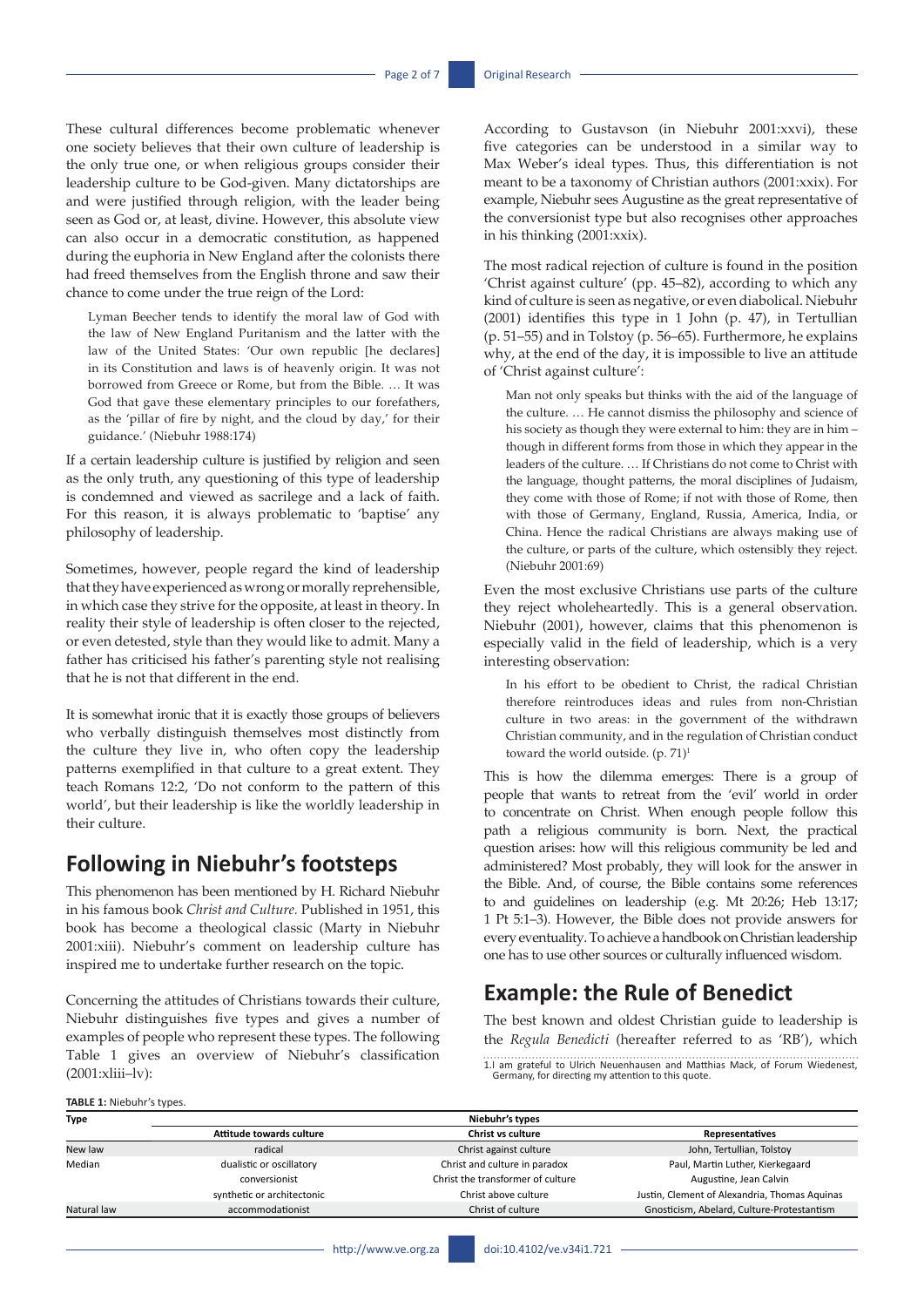These cultural differences become problematic whenever one society believes that their own culture of leadership is the only true one, or when religious groups consider their leadership culture to be God-given. Many dictatorships are and were justified through religion, with the leader being seen as God or, at least, divine. However, this absolute view can also occur in a democratic constitution, as happened during the euphoria in New England after the colonists there had freed themselves from the English throne and saw their chance to come under the true reign of the Lord:

> Lyman Beecher tends to identify the moral law of God with the law of New England Puritanism and the latter with the law of the United States: 'Our own republic [he declares] in its Constitution and laws is of heavenly origin. It was not borrowed from Greece or Rome, but from the Bible. … It was God that gave these elementary principles to our forefathers, as the 'pillar of fire by night, and the cloud by day,' for their guidance.' (Niebuhr 1988:174)

If a certain leadership culture is justified by religion and seen as the only truth, any questioning of this type of leadership is condemned and viewed as sacrilege and a lack of faith. For this reason, it is always problematic to 'baptise' any philosophy of leadership.

Sometimes, however, people regard the kind of leadership that they have experienced as wrong or morally reprehensible, in which case they strive for the opposite, at least in theory. In reality their style of leadership is often closer to the rejected, or even detested, style than they would like to admit. Many a father has criticised his father's parenting style not realising that he is not that different in the end.

It is somewhat ironic that it is exactly those groups of believers who verbally distinguish themselves most distinctly from the culture they live in, who often copy the leadership patterns exemplified in that culture to a great extent. They teach Romans 12:2, 'Do not conform to the pattern of this world', but their leadership is like the worldly leadership in their culture.

## Following in Niebuhr's footsteps

This phenomenon has been mentioned by H. Richard Niebuhr in his famous book *Christ and Culture.* Published in 1951, this book has become a theological classic (Marty in Niebuhr 2001:xiii). Niebuhr's comment on leadership culture has inspired me to undertake further research on the topic.

Concerning the attitudes of Christians towards their culture, Niebuhr distinguishes five types and gives a number of examples of people who represent these types. The following Table 1 gives an overview of Niebuhr's classification (2001:xliii–lv):

**TABLE 1:** Niebuhr's types.

| Type | Niebuhr's types | | |
|---|---|---|---|
| | Attitude towards culture | Christ vs culture | Representatives |
| New law | radical | Christ against culture | John, Tertullian, Tolstoy |
| Median | dualistic or oscillatory | Christ and culture in paradox | Paul, Martin Luther, Kierkegaard |
| | conversionist | Christ the transformer of culture | Augustine, Jean Calvin |
| | synthetic or architectonic | Christ above culture | Justin, Clement of Alexandria, Thomas Aquinas |
| Natural law | accommodationist | Christ of culture | Gnosticism, Abelard, Culture-Protestantism |

According to Gustavson (in Niebuhr 2001:xxvi), these five categories can be understood in a similar way to Max Weber's ideal types. Thus, this differentiation is not meant to be a taxonomy of Christian authors (2001:xxix). For example, Niebuhr sees Augustine as the great representative of the conversionist type but also recognises other approaches in his thinking (2001:xxix).

The most radical rejection of culture is found in the position 'Christ against culture' (pp. 45–82), according to which any kind of culture is seen as negative, or even diabolical. Niebuhr (2001) identifies this type in 1 John (p. 47), in Tertullian (p. 51–55) and in Tolstoy (p. 56–65). Furthermore, he explains why, at the end of the day, it is impossible to live an attitude of 'Christ against culture':

> Man not only speaks but thinks with the aid of the language of the culture. … He cannot dismiss the philosophy and science of his society as though they were external to him: they are in him – though in different forms from those in which they appear in the leaders of the culture. … If Christians do not come to Christ with the language, thought patterns, the moral disciplines of Judaism, they come with those of Rome; if not with those of Rome, then with those of Germany, England, Russia, America, India, or China. Hence the radical Christians are always making use of the culture, or parts of the culture, which ostensibly they reject. (Niebuhr 2001:69)

Even the most exclusive Christians use parts of the culture they reject wholeheartedly. This is a general observation. Niebuhr (2001), however, claims that this phenomenon is especially valid in the field of leadership, which is a very interesting observation:

> In his effort to be obedient to Christ, the radical Christian therefore reintroduces ideas and rules from non-Christian culture in two areas: in the government of the withdrawn Christian community, and in the regulation of Christian conduct toward the world outside. (p. 71)[1]

This is how the dilemma emerges: There is a group of people that wants to retreat from the 'evil' world in order to concentrate on Christ. When enough people follow this path a religious community is born. Next, the practical question arises: how will this religious community be led and administered? Most probably, they will look for the answer in the Bible. And, of course, the Bible contains some references to and guidelines on leadership (e.g. Mt 20:26; Heb 13:17; 1 Pt 5:1–3). However, the Bible does not provide answers for every eventuality. To achieve a handbook on Christian leadership one has to use other sources or culturally influenced wisdom.

## Example: the Rule of Benedict

The best known and oldest Christian guide to leadership is the *Regula Benedicti* (hereafter referred to as 'RB'), which

1. I am grateful to Ulrich Neuenhausen and Matthias Mack, of Forum Wiedenest, Germany, for directing my attention to this quote.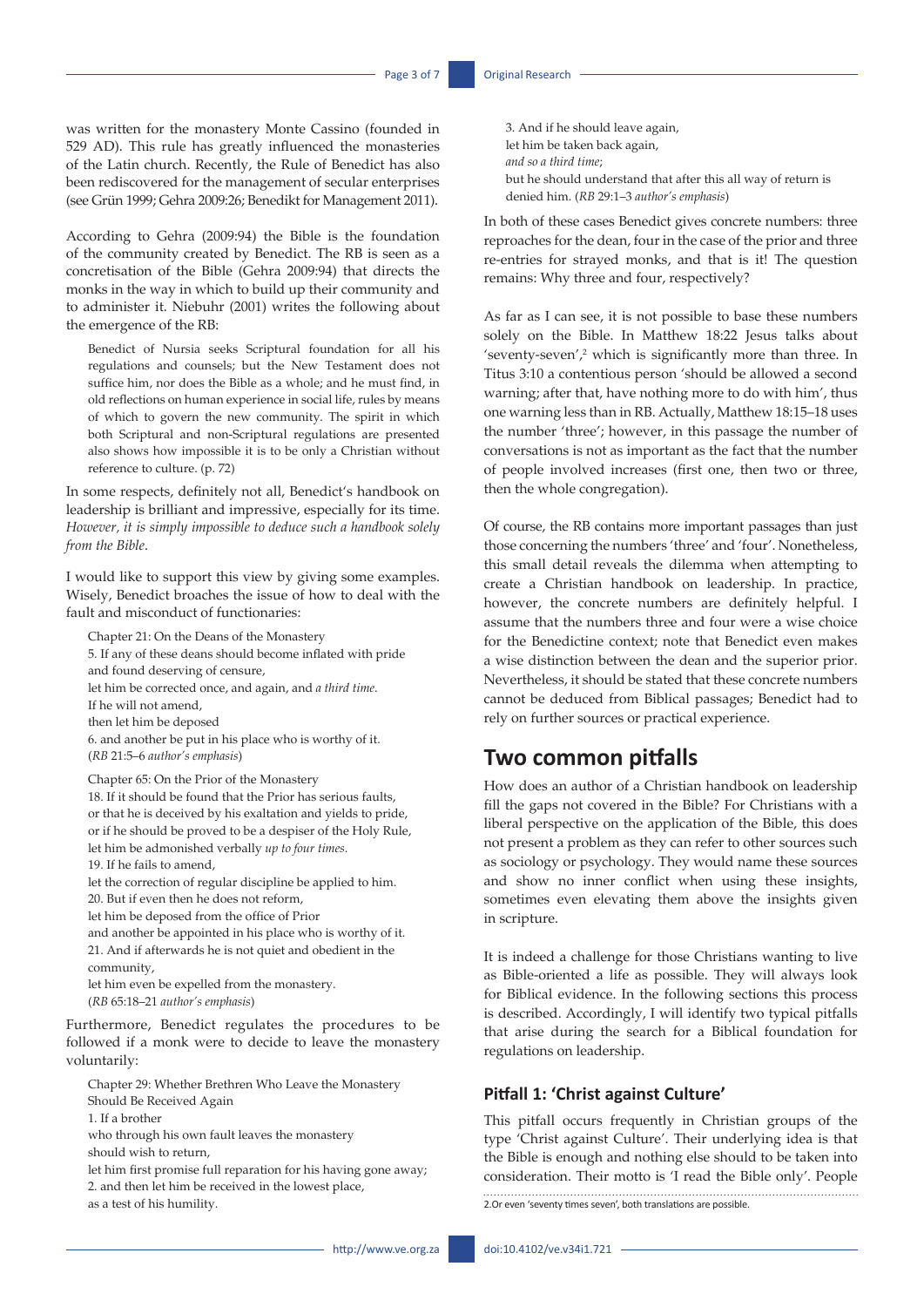was written for the monastery Monte Cassino (founded in 529 AD). This rule has greatly influenced the monasteries of the Latin church. Recently, the Rule of Benedict has also been rediscovered for the management of secular enterprises (see Grün 1999; Gehra 2009:26; Benedikt for Management 2011).

According to Gehra (2009:94) the Bible is the foundation of the community created by Benedict. The RB is seen as a concretisation of the Bible (Gehra 2009:94) that directs the monks in the way in which to build up their community and to administer it. Niebuhr (2001) writes the following about the emergence of the RB:

> Benedict of Nursia seeks Scriptural foundation for all his regulations and counsels; but the New Testament does not suffice him, nor does the Bible as a whole; and he must find, in old reflections on human experience in social life, rules by means of which to govern the new community. The spirit in which both Scriptural and non-Scriptural regulations are presented also shows how impossible it is to be only a Christian without reference to culture. (p. 72)

In some respects, definitely not all, Benedict's handbook on leadership is brilliant and impressive, especially for its time. *However, it is simply impossible to deduce such a handbook solely from the Bible*.

I would like to support this view by giving some examples. Wisely, Benedict broaches the issue of how to deal with the fault and misconduct of functionaries:

> Chapter 21: On the Deans of the Monastery
> 5. If any of these deans should become inflated with pride
> and found deserving of censure,
> let him be corrected once, and again, and *a third time*.
> If he will not amend,
> then let him be deposed
> 6. and another be put in his place who is worthy of it.
> (*RB* 21:5–6 *author's emphasis*)

> Chapter 65: On the Prior of the Monastery
> 18. If it should be found that the Prior has serious faults,
> or that he is deceived by his exaltation and yields to pride,
> or if he should be proved to be a despiser of the Holy Rule,
> let him be admonished verbally *up to four times*.
> 19. If he fails to amend,
> let the correction of regular discipline be applied to him.
> 20. But if even then he does not reform,
> let him be deposed from the office of Prior
> and another be appointed in his place who is worthy of it.
> 21. And if afterwards he is not quiet and obedient in the community,
> let him even be expelled from the monastery.
> (*RB* 65:18–21 *author's emphasis*)

Furthermore, Benedict regulates the procedures to be followed if a monk were to decide to leave the monastery voluntarily:

> Chapter 29: Whether Brethren Who Leave the Monastery Should Be Received Again
> 1. If a brother
> who through his own fault leaves the monastery
> should wish to return,
> let him first promise full reparation for his having gone away;
> 2. and then let him be received in the lowest place,
> as a test of his humility.
> 3. And if he should leave again,
> let him be taken back again,
> *and so a third time*;
> but he should understand that after this all way of return is denied him. (*RB* 29:1–3 *author's emphasis*)

In both of these cases Benedict gives concrete numbers: three reproaches for the dean, four in the case of the prior and three re-entries for strayed monks, and that is it! The question remains: Why three and four, respectively?

As far as I can see, it is not possible to base these numbers solely on the Bible. In Matthew 18:22 Jesus talks about 'seventy-seven',[2] which is significantly more than three. In Titus 3:10 a contentious person 'should be allowed a second warning; after that, have nothing more to do with him', thus one warning less than in RB. Actually, Matthew 18:15–18 uses the number 'three'; however, in this passage the number of conversations is not as important as the fact that the number of people involved increases (first one, then two or three, then the whole congregation).

Of course, the RB contains more important passages than just those concerning the numbers 'three' and 'four'. Nonetheless, this small detail reveals the dilemma when attempting to create a Christian handbook on leadership. In practice, however, the concrete numbers are definitely helpful. I assume that the numbers three and four were a wise choice for the Benedictine context; note that Benedict even makes a wise distinction between the dean and the superior prior. Nevertheless, it should be stated that these concrete numbers cannot be deduced from Biblical passages; Benedict had to rely on further sources or practical experience.

## Two common pitfalls

How does an author of a Christian handbook on leadership fill the gaps not covered in the Bible? For Christians with a liberal perspective on the application of the Bible, this does not present a problem as they can refer to other sources such as sociology or psychology. They would name these sources and show no inner conflict when using these insights, sometimes even elevating them above the insights given in scripture.

It is indeed a challenge for those Christians wanting to live as Bible-oriented a life as possible. They will always look for Biblical evidence. In the following sections this process is described. Accordingly, I will identify two typical pitfalls that arise during the search for a Biblical foundation for regulations on leadership.

### Pitfall 1: 'Christ against Culture'

This pitfall occurs frequently in Christian groups of the type 'Christ against Culture'. Their underlying idea is that the Bible is enough and nothing else should to be taken into consideration. Their motto is 'I read the Bible only'. People

2.Or even 'seventy times seven', both translations are possible.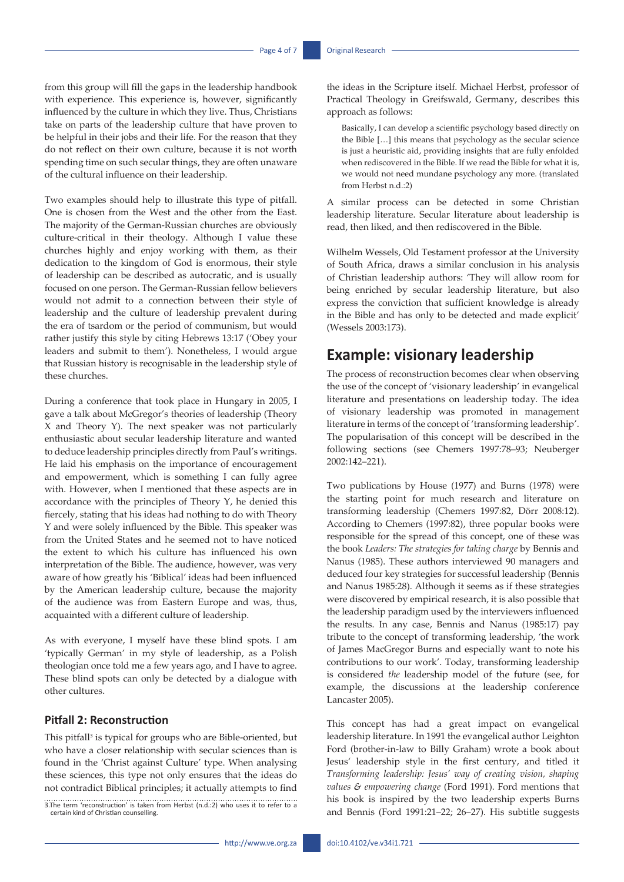from this group will fill the gaps in the leadership handbook with experience. This experience is, however, significantly influenced by the culture in which they live. Thus, Christians take on parts of the leadership culture that have proven to be helpful in their jobs and their life. For the reason that they do not reflect on their own culture, because it is not worth spending time on such secular things, they are often unaware of the cultural influence on their leadership.

Two examples should help to illustrate this type of pitfall. One is chosen from the West and the other from the East. The majority of the German-Russian churches are obviously culture-critical in their theology. Although I value these churches highly and enjoy working with them, as their dedication to the kingdom of God is enormous, their style of leadership can be described as autocratic, and is usually focused on one person. The German-Russian fellow believers would not admit to a connection between their style of leadership and the culture of leadership prevalent during the era of tsardom or the period of communism, but would rather justify this style by citing Hebrews 13:17 ('Obey your leaders and submit to them'). Nonetheless, I would argue that Russian history is recognisable in the leadership style of these churches.

During a conference that took place in Hungary in 2005, I gave a talk about McGregor's theories of leadership (Theory X and Theory Y). The next speaker was not particularly enthusiastic about secular leadership literature and wanted to deduce leadership principles directly from Paul's writings. He laid his emphasis on the importance of encouragement and empowerment, which is something I can fully agree with. However, when I mentioned that these aspects are in accordance with the principles of Theory Y, he denied this fiercely, stating that his ideas had nothing to do with Theory Y and were solely influenced by the Bible. This speaker was from the United States and he seemed not to have noticed the extent to which his culture has influenced his own interpretation of the Bible. The audience, however, was very aware of how greatly his 'Biblical' ideas had been influenced by the American leadership culture, because the majority of the audience was from Eastern Europe and was, thus, acquainted with a different culture of leadership.

As with everyone, I myself have these blind spots. I am 'typically German' in my style of leadership, as a Polish theologian once told me a few years ago, and I have to agree. These blind spots can only be detected by a dialogue with other cultures.

### Pitfall 2: Reconstruction

This pitfall[3] is typical for groups who are Bible-oriented, but who have a closer relationship with secular sciences than is found in the 'Christ against Culture' type. When analysing these sciences, this type not only ensures that the ideas do not contradict Biblical principles; it actually attempts to find the ideas in the Scripture itself. Michael Herbst, professor of Practical Theology in Greifswald, Germany, describes this approach as follows:

> Basically, I can develop a scientific psychology based directly on the Bible […] this means that psychology as the secular science is just a heuristic aid, providing insights that are fully enfolded when rediscovered in the Bible. If we read the Bible for what it is, we would not need mundane psychology any more. (translated from Herbst n.d.:2)

A similar process can be detected in some Christian leadership literature. Secular literature about leadership is read, then liked, and then rediscovered in the Bible.

Wilhelm Wessels, Old Testament professor at the University of South Africa, draws a similar conclusion in his analysis of Christian leadership authors: 'They will allow room for being enriched by secular leadership literature, but also express the conviction that sufficient knowledge is already in the Bible and has only to be detected and made explicit' (Wessels 2003:173).

## Example: visionary leadership

The process of reconstruction becomes clear when observing the use of the concept of 'visionary leadership' in evangelical literature and presentations on leadership today. The idea of visionary leadership was promoted in management literature in terms of the concept of 'transforming leadership'. The popularisation of this concept will be described in the following sections (see Chemers 1997:78–93; Neuberger 2002:142–221).

Two publications by House (1977) and Burns (1978) were the starting point for much research and literature on transforming leadership (Chemers 1997:82, Dörr 2008:12). According to Chemers (1997:82), three popular books were responsible for the spread of this concept, one of these was the book *Leaders: The strategies for taking charge* by Bennis and Nanus (1985). These authors interviewed 90 managers and deduced four key strategies for successful leadership (Bennis and Nanus 1985:28). Although it seems as if these strategies were discovered by empirical research, it is also possible that the leadership paradigm used by the interviewers influenced the results. In any case, Bennis and Nanus (1985:17) pay tribute to the concept of transforming leadership, 'the work of James MacGregor Burns and especially want to note his contributions to our work'. Today, transforming leadership is considered *the* leadership model of the future (see, for example, the discussions at the leadership conference Lancaster 2005).

This concept has had a great impact on evangelical leadership literature. In 1991 the evangelical author Leighton Ford (brother-in-law to Billy Graham) wrote a book about Jesus' leadership style in the first century, and titled it *Transforming leadership: Jesus' way of creating vision, shaping values & empowering change* (Ford 1991). Ford mentions that his book is inspired by the two leadership experts Burns and Bennis (Ford 1991:21–22; 26–27). His subtitle suggests

[3] The term 'reconstruction' is taken from Herbst (n.d.:2) who uses it to refer to a certain kind of Christian counselling.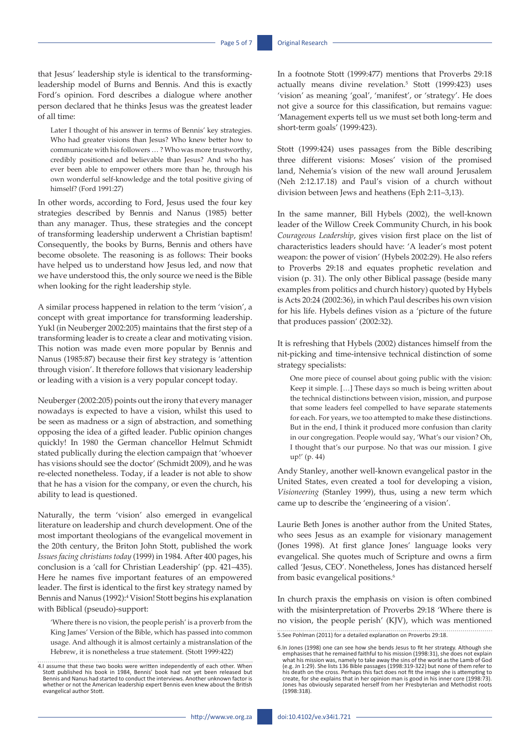that Jesus' leadership style is identical to the transforming-leadership model of Burns and Bennis. And this is exactly Ford's opinion. Ford describes a dialogue where another person declared that he thinks Jesus was the greatest leader of all time:

> Later I thought of his answer in terms of Bennis' key strategies. Who had greater visions than Jesus? Who knew better how to communicate with his followers … ? Who was more trustworthy, credibly positioned and believable than Jesus? And who has ever been able to empower others more than he, through his own wonderful self-knowledge and the total positive giving of himself? (Ford 1991:27)

In other words, according to Ford, Jesus used the four key strategies described by Bennis and Nanus (1985) better than any manager. Thus, these strategies and the concept of transforming leadership underwent a Christian baptism! Consequently, the books by Burns, Bennis and others have become obsolete. The reasoning is as follows: Their books have helped us to understand how Jesus led, and now that we have understood this, the only source we need is the Bible when looking for the right leadership style.

A similar process happened in relation to the term 'vision', a concept with great importance for transforming leadership. Yukl (in Neuberger 2002:205) maintains that the first step of a transforming leader is to create a clear and motivating vision. This notion was made even more popular by Bennis and Nanus (1985:87) because their first key strategy is 'attention through vision'. It therefore follows that visionary leadership or leading with a vision is a very popular concept today.

Neuberger (2002:205) points out the irony that every manager nowadays is expected to have a vision, whilst this used to be seen as madness or a sign of abstraction, and something opposing the idea of a gifted leader. Public opinion changes quickly! In 1980 the German chancellor Helmut Schmidt stated publically during the election campaign that 'whoever has visions should see the doctor' (Schmidt 2009), and he was re-elected nonetheless. Today, if a leader is not able to show that he has a vision for the company, or even the church, his ability to lead is questioned.

Naturally, the term 'vision' also emerged in evangelical literature on leadership and church development. One of the most important theologians of the evangelical movement in the 20th century, the Briton John Stott, published the work *Issues facing christians today* (1999) in 1984. After 400 pages, his conclusion is a 'call for Christian Leadership' (pp. 421–435). Here he names five important features of an empowered leader. The first is identical to the first key strategy named by Bennis and Nanus (1992):[4] Vision! Stott begins his explanation with Biblical (pseudo)-support:

> 'Where there is no vision, the people perish' is a proverb from the King James' Version of the Bible, which has passed into common usage. And although it is almost certainly a mistranslation of the Hebrew, it is nonetheless a true statement. (Stott 1999:422)

In a footnote Stott (1999:477) mentions that Proverbs 29:18 actually means divine revelation.[5] Stott (1999:423) uses 'vision' as meaning 'goal', 'manifest', or 'strategy'. He does not give a source for this classification, but remains vague: 'Management experts tell us we must set both long-term and short-term goals' (1999:423).

Stott (1999:424) uses passages from the Bible describing three different visions: Moses' vision of the promised land, Nehemia's vision of the new wall around Jerusalem (Neh 2:12.17.18) and Paul's vision of a church without division between Jews and heathens (Eph 2:11–3,13).

In the same manner, Bill Hybels (2002), the well-known leader of the Willow Creek Community Church, in his book *Courageous Leadership*, gives vision first place on the list of characteristics leaders should have: 'A leader's most potent weapon: the power of vision' (Hybels 2002:29). He also refers to Proverbs 29:18 and equates prophetic revelation and vision (p. 31). The only other Biblical passage (beside many examples from politics and church history) quoted by Hybels is Acts 20:24 (2002:36), in which Paul describes his own vision for his life. Hybels defines vision as a 'picture of the future that produces passion' (2002:32).

It is refreshing that Hybels (2002) distances himself from the nit-picking and time-intensive technical distinction of some strategy specialists:

> One more piece of counsel about going public with the vision: Keep it simple. […] These days so much is being written about the technical distinctions between vision, mission, and purpose that some leaders feel compelled to have separate statements for each. For years, we too attempted to make these distinctions. But in the end, I think it produced more confusion than clarity in our congregation. People would say, 'What's our vision? Oh, I thought that's our purpose. No that was our mission. I give up!' (p. 44)

Andy Stanley, another well-known evangelical pastor in the United States, even created a tool for developing a vision, *Visioneering* (Stanley 1999), thus, using a new term which came up to describe the 'engineering of a vision'.

Laurie Beth Jones is another author from the United States, who sees Jesus as an example for visionary management (Jones 1998). At first glance Jones' language looks very evangelical. She quotes much of Scripture and owns a firm called 'Jesus, CEO'. Nonetheless, Jones has distanced herself from basic evangelical positions.[6]

In church praxis the emphasis on vision is often combined with the misinterpretation of Proverbs 29:18 'Where there is no vision, the people perish' (KJV), which was mentioned

4.I assume that these two books were written independently of each other. When Stott published his book in 1984, Bennis' book had not yet been released but Bennis and Nanus had started to conduct the interviews. Another unknown factor is whether or not the American leadership expert Bennis even knew about the British evangelical author Stott.

5.See Pohlman (2011) for a detailed explanation on Proverbs 29:18.

6.In Jones (1998) one can see how she bends Jesus to fit her strategy. Although she emphasises that he remained faithful to his mission (1998:31), she does not explain what his mission was, namely to take away the sins of the world as the Lamb of God (e.g. Jn 1:29). She lists 136 Bible passages (1998:319-322) but none of them refer to his death on the cross. Perhaps this fact does not fit the image she is attempting to create, for she explains that in her opinion man is good in his inner core (1998:73). Jones has obviously separated herself from her Presbyterian and Methodist roots (1998:318).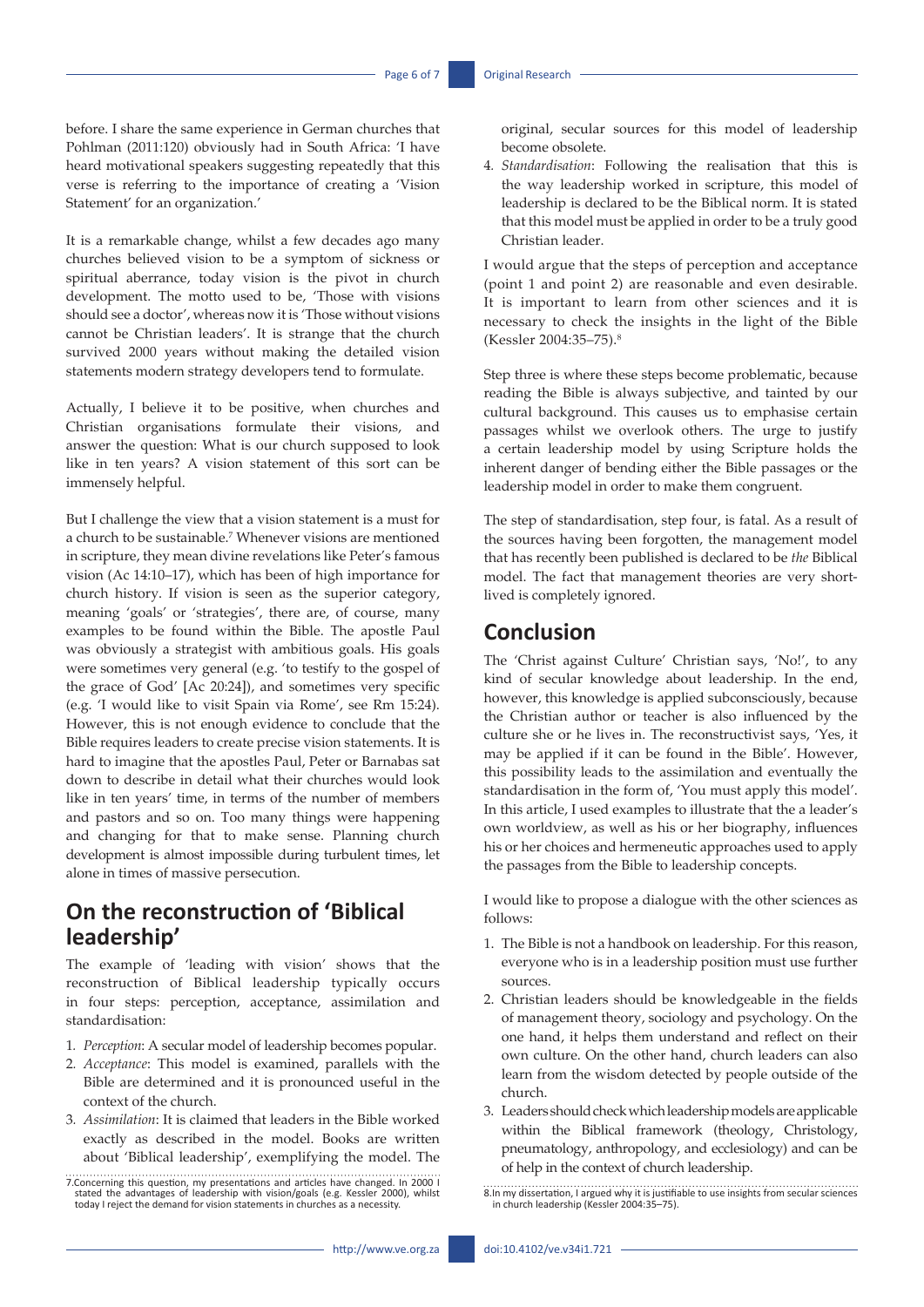before. I share the same experience in German churches that Pohlman (2011:120) obviously had in South Africa: 'I have heard motivational speakers suggesting repeatedly that this verse is referring to the importance of creating a 'Vision Statement' for an organization.'

It is a remarkable change, whilst a few decades ago many churches believed vision to be a symptom of sickness or spiritual aberrance, today vision is the pivot in church development. The motto used to be, 'Those with visions should see a doctor', whereas now it is 'Those without visions cannot be Christian leaders'. It is strange that the church survived 2000 years without making the detailed vision statements modern strategy developers tend to formulate.

Actually, I believe it to be positive, when churches and Christian organisations formulate their visions, and answer the question: What is our church supposed to look like in ten years? A vision statement of this sort can be immensely helpful.

But I challenge the view that a vision statement is a must for a church to be sustainable.[7] Whenever visions are mentioned in scripture, they mean divine revelations like Peter's famous vision (Ac 14:10–17), which has been of high importance for church history. If vision is seen as the superior category, meaning 'goals' or 'strategies', there are, of course, many examples to be found within the Bible. The apostle Paul was obviously a strategist with ambitious goals. His goals were sometimes very general (e.g. 'to testify to the gospel of the grace of God' [Ac 20:24]), and sometimes very specific (e.g. 'I would like to visit Spain via Rome', see Rm 15:24). However, this is not enough evidence to conclude that the Bible requires leaders to create precise vision statements. It is hard to imagine that the apostles Paul, Peter or Barnabas sat down to describe in detail what their churches would look like in ten years' time, in terms of the number of members and pastors and so on. Too many things were happening and changing for that to make sense. Planning church development is almost impossible during turbulent times, let alone in times of massive persecution.

## On the reconstruction of 'Biblical leadership'

The example of 'leading with vision' shows that the reconstruction of Biblical leadership typically occurs in four steps: perception, acceptance, assimilation and standardisation:

1. *Perception*: A secular model of leadership becomes popular.
2. *Acceptance*: This model is examined, parallels with the Bible are determined and it is pronounced useful in the context of the church.
3. *Assimilation*: It is claimed that leaders in the Bible worked exactly as described in the model. Books are written about 'Biblical leadership', exemplifying the model. The original, secular sources for this model of leadership become obsolete.
4. *Standardisation*: Following the realisation that this is the way leadership worked in scripture, this model of leadership is declared to be the Biblical norm. It is stated that this model must be applied in order to be a truly good Christian leader.

I would argue that the steps of perception and acceptance (point 1 and point 2) are reasonable and even desirable. It is important to learn from other sciences and it is necessary to check the insights in the light of the Bible (Kessler 2004:35–75).[8]

Step three is where these steps become problematic, because reading the Bible is always subjective, and tainted by our cultural background. This causes us to emphasise certain passages whilst we overlook others. The urge to justify a certain leadership model by using Scripture holds the inherent danger of bending either the Bible passages or the leadership model in order to make them congruent.

The step of standardisation, step four, is fatal. As a result of the sources having been forgotten, the management model that has recently been published is declared to be *the* Biblical model. The fact that management theories are very short-lived is completely ignored.

## Conclusion

The 'Christ against Culture' Christian says, 'No!', to any kind of secular knowledge about leadership. In the end, however, this knowledge is applied subconsciously, because the Christian author or teacher is also influenced by the culture she or he lives in. The reconstructivist says, 'Yes, it may be applied if it can be found in the Bible'. However, this possibility leads to the assimilation and eventually the standardisation in the form of, 'You must apply this model'. In this article, I used examples to illustrate that the a leader's own worldview, as well as his or her biography, influences his or her choices and hermeneutic approaches used to apply the passages from the Bible to leadership concepts.

I would like to propose a dialogue with the other sciences as follows:

1. The Bible is not a handbook on leadership. For this reason, everyone who is in a leadership position must use further sources.
2. Christian leaders should be knowledgeable in the fields of management theory, sociology and psychology. On the one hand, it helps them understand and reflect on their own culture. On the other hand, church leaders can also learn from the wisdom detected by people outside of the church.
3. Leaders should check which leadership models are applicable within the Biblical framework (theology, Christology, pneumatology, anthropology, and ecclesiology) and can be of help in the context of church leadership.

7. Concerning this question, my presentations and articles have changed. In 2000 I stated the advantages of leadership with vision/goals (e.g. Kessler 2000), whilst today I reject the demand for vision statements in churches as a necessity.

8. In my dissertation, I argued why it is justifiable to use insights from secular sciences in church leadership (Kessler 2004:35–75).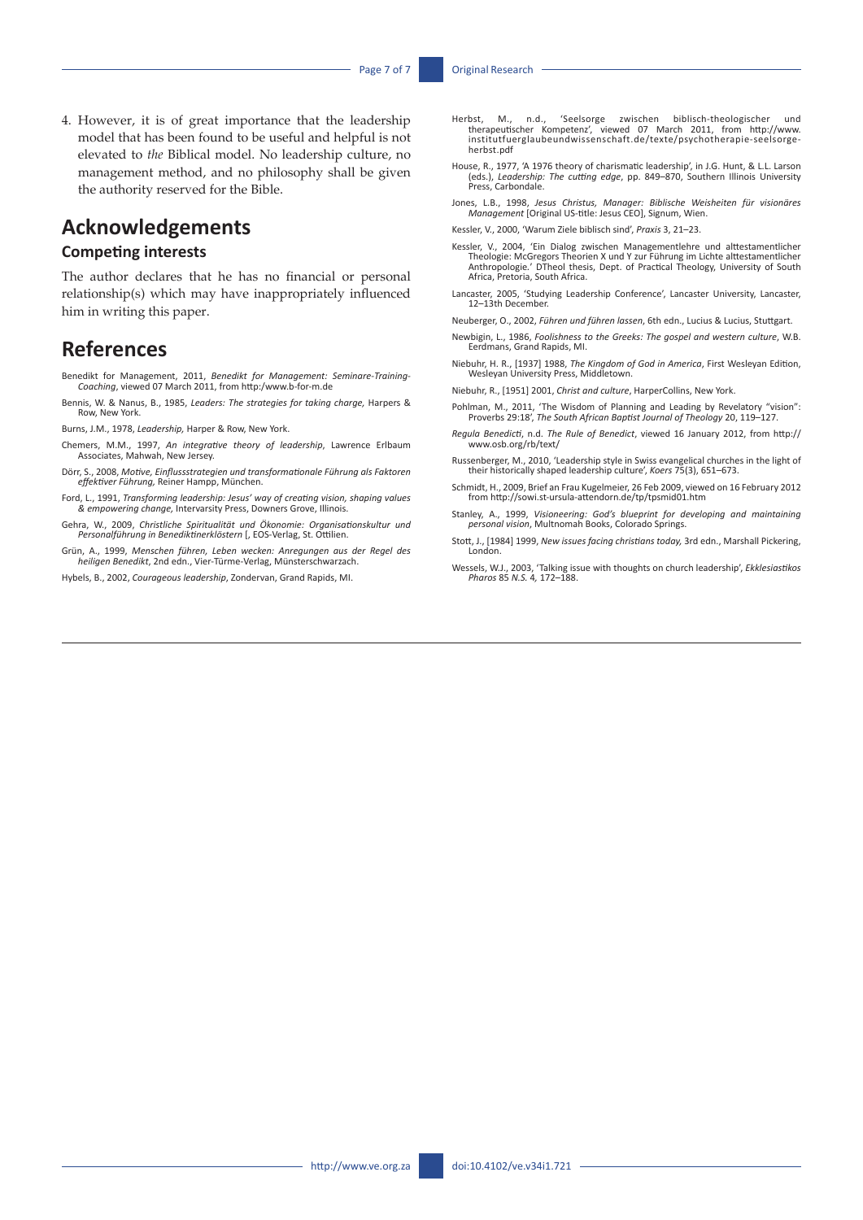4. However, it is of great importance that the leadership model that has been found to be useful and helpful is not elevated to *the* Biblical model. No leadership culture, no management method, and no philosophy shall be given the authority reserved for the Bible.

# Acknowledgements

## Competing interests

The author declares that he has no financial or personal relationship(s) which may have inappropriately influenced him in writing this paper.

# References

Benedikt for Management, 2011, *Benedikt for Management: Seminare-Training-Coaching*, viewed 07 March 2011, from http:/www.b-for-m.de

Bennis, W. & Nanus, B., 1985, *Leaders: The strategies for taking charge,* Harpers & Row, New York.

Burns, J.M., 1978, *Leadership,* Harper & Row, New York.

Chemers, M.M., 1997, *An integrative theory of leadership*, Lawrence Erlbaum Associates, Mahwah, New Jersey.

Dörr, S., 2008, *Motive, Einflussstrategien und transformationale Führung als Faktoren effektiver Führung,* Reiner Hampp, München.

Ford, L., 1991, *Transforming leadership: Jesus' way of creating vision, shaping values & empowering change,* Intervarsity Press, Downers Grove, Illinois.

Gehra, W., 2009, *Christliche Spiritualität und Ökonomie: Organisationskultur und Personalführung in Benediktinerklöstern* [, EOS-Verlag, St. Ottilien.

Grün, A., 1999, *Menschen führen, Leben wecken: Anregungen aus der Regel des heiligen Benedikt*, 2nd edn., Vier-Türme-Verlag, Münsterschwarzach.

Hybels, B., 2002, *Courageous leadership*, Zondervan, Grand Rapids, MI.

Herbst, M., n.d., 'Seelsorge zwischen biblisch-theologischer und therapeutischer Kompetenz', viewed 07 March 2011, from http://www.institutfuerglaubeundwissenschaft.de/texte/psychotherapie-seelsorge-herbst.pdf

House, R., 1977, 'A 1976 theory of charismatic leadership', in J.G. Hunt, & L.L. Larson (eds.), *Leadership: The cutting edge*, pp. 849–870, Southern Illinois University Press, Carbondale.

Jones, L.B., 1998, *Jesus Christus, Manager: Biblische Weisheiten für visionäres Management* [Original US-title: Jesus CEO], Signum, Wien.

Kessler, V., 2000, 'Warum Ziele biblisch sind', *Praxis* 3, 21–23.

Kessler, V., 2004, 'Ein Dialog zwischen Managementlehre und alttestamentlicher Theologie: McGregors Theorien X und Y zur Führung im Lichte alttestamentlicher Anthropologie.' DTheol thesis, Dept. of Practical Theology, University of South Africa, Pretoria, South Africa.

Lancaster, 2005, 'Studying Leadership Conference', Lancaster University, Lancaster, 12–13th December.

Neuberger, O., 2002, *Führen und führen lassen*, 6th edn., Lucius & Lucius, Stuttgart.

Newbigin, L., 1986, *Foolishness to the Greeks: The gospel and western culture*, W.B. Eerdmans, Grand Rapids, MI.

Niebuhr, H. R., [1937] 1988, *The Kingdom of God in America*, First Wesleyan Edition, Wesleyan University Press, Middletown.

Niebuhr, R., [1951] 2001, *Christ and culture*, HarperCollins, New York.

Pohlman, M., 2011, 'The Wisdom of Planning and Leading by Revelatory "vision": Proverbs 29:18', *The South African Baptist Journal of Theology* 20, 119–127.

*Regula Benedicti*, n.d. *The Rule of Benedict*, viewed 16 January 2012, from http://www.osb.org/rb/text/

Russenberger, M., 2010, 'Leadership style in Swiss evangelical churches in the light of their historically shaped leadership culture', *Koers* 75(3), 651–673.

Schmidt, H., 2009, Brief an Frau Kugelmeier, 26 Feb 2009, viewed on 16 February 2012 from http://sowi.st-ursula-attendorn.de/tp/tpsmid01.htm

Stanley, A., 1999, *Visioneering: God's blueprint for developing and maintaining personal vision*, Multnomah Books, Colorado Springs.

Stott, J., [1984] 1999, *New issues facing christians today,* 3rd edn., Marshall Pickering, London.

Wessels, W.J., 2003, 'Talking issue with thoughts on church leadership', *Ekklesiastikos Pharos* 85 *N.S.* 4, 172–188.